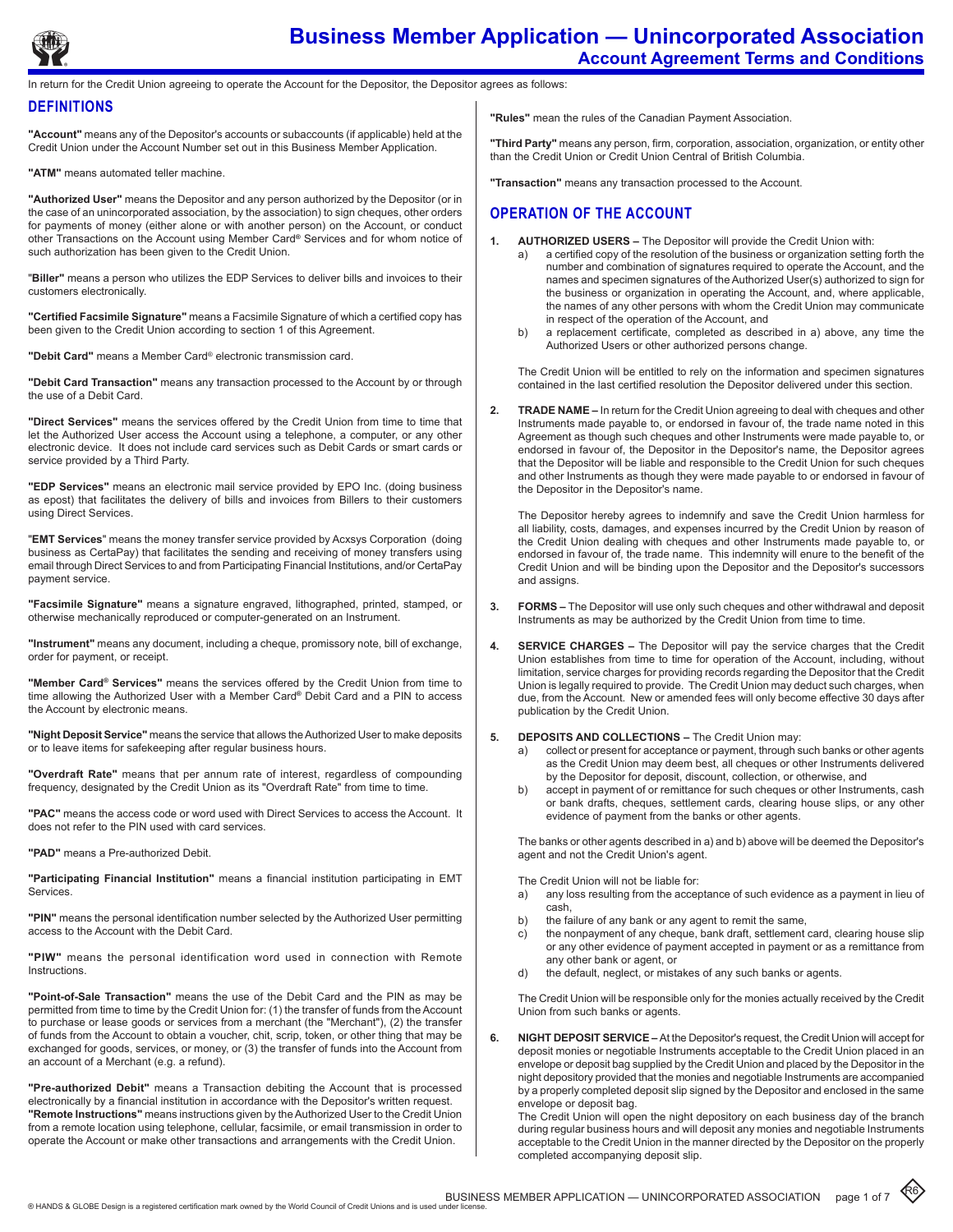# Business Member Application — Unincorporated Association

## Account Agreement Terms and Conditions

In return for the Credit Union agreeing to operate the Account for the Depositor, the Depositor agrees as follows:

## DEFINITIONS

**"Account"** means any of the Depositor's accounts or subaccounts (if applicable) held at the Credit Union under the Account Number set out in this Business Member Application.

**"ATM"** means automated teller machine.

**"Authorized User"** means the Depositor and any person authorized by the Depositor (or in the case of an unincorporated association, by the association) to sign cheques, other orders for payments of money (either alone or with another person) on the Account, or conduct other Transactions on the Account using Member Card® Services and for whom notice of such authorization has been given to the Credit Union.

**"Biller"** means a person who utilizes the EDP Services to deliver bills and invoices to their customers electronically.

**"Certified Facsimile Signature"** means a Facsimile Signature of which a certified copy has been given to the Credit Union according to section 1 of this Agreement.

**"Debit Card"** means a Member Card® electronic transmission card.

**"Debit Card Transaction"** means any transaction processed to the Account by or through the use of a Debit Card.

**"Direct Services"** means the services offered by the Credit Union from time to time that let the Authorized User access the Account using a telephone, a computer, or any other electronic device. It does not include card services such as Debit Cards or smart cards or service provided by a Third Party.

**"EDP Services"** means an electronic mail service provided by EPO Inc. (doing business as epost) that facilitates the delivery of bills and invoices from Billers to their customers using Direct Services.

**"EMT Services"** means the money transfer service provided by Acxsys Corporation (doing business as CertaPay) that facilitates the sending and receiving of money transfers using email through Direct Services to and from Participating Financial Institutions, and/or CertaPay payment service.

**"Facsimile Signature"** means a signature engraved, lithographed, printed, stamped, or otherwise mechanically reproduced or computer-generated on an Instrument.

**"Instrument"** means any document, including a cheque, promissory note, bill of exchange, order for payment, or receipt.

**"Member Card® Services"** means the services offered by the Credit Union from time to time allowing the Authorized User with a Member Card® Debit Card and a PIN to access the Account by electronic means.

**"Night Deposit Service"** means the service that allows the Authorized User to make deposits or to leave items for safekeeping after regular business hours.

**"Overdraft Rate"** means that per annum rate of interest, regardless of compounding frequency, designated by the Credit Union as its "Overdraft Rate" from time to time.

**"PAC"** means the access code or word used with Direct Services to access the Account. It does not refer to the PIN used with card services.

**"PAD"** means a Pre-authorized Debit.

**"Participating Financial Institution"** means a financial institution participating in EMT Services.

**"PIN"** means the personal identification number selected by the Authorized User permitting access to the Account with the Debit Card.

**"PIW"** means the personal identification word used in connection with Remote Instructions.

**"Point-of-Sale Transaction"** means the use of the Debit Card and the PIN as may be permitted from time to time by the Credit Union for: (1) the transfer of funds from the Account to purchase or lease goods or services from a merchant (the "Merchant"), (2) the transfer of funds from the Account to obtain a voucher, chit, scrip, token, or other thing that may be exchanged for goods, services, or money, or (3) the transfer of funds into the Account from an account of a Merchant (e.g. a refund).

**"Pre-authorized Debit"** means a Transaction debiting the Account that is processed electronically by a financial institution in accordance with the Depositor's written request.

**"Remote Instructions"** means instructions given by the Authorized User to the Credit Union from a remote location using telephone, cellular, facsimile, or email transmission in order to operate the Account or make other transactions and arrangements with the Credit Union.

**"Rules"** mean the rules of the Canadian Payment Association.

**"Third Party"** means any person, firm, corporation, association, organization, or entity other than the Credit Union or Credit Union Central of British Columbia.

**"Transaction"** means any transaction processed to the Account.

## OPERATION OF THE ACCOUNT

1. **AUTHORIZED USERS –** The Depositor will provide the Credit Union with:
   a) a certified copy of the resolution of the business or organization setting forth the number and combination of signatures required to operate the Account, and the names and specimen signatures of the Authorized User(s) authorized to sign for the business or organization in operating the Account, and, where applicable, the names of any other persons with whom the Credit Union may communicate in respect of the operation of the Account, and
   b) a replacement certificate, completed as described in a) above, any time the Authorized Users or other authorized persons change.

   The Credit Union will be entitled to rely on the information and specimen signatures contained in the last certified resolution the Depositor delivered under this section.

2. **TRADE NAME –** In return for the Credit Union agreeing to deal with cheques and other Instruments made payable to, or endorsed in favour of, the trade name noted in this Agreement as though such cheques and other Instruments were made payable to, or endorsed in favour of, the Depositor in the Depositor's name, the Depositor agrees that the Depositor will be liable and responsible to the Credit Union for such cheques and other Instruments as though they were made payable to or endorsed in favour of the Depositor in the Depositor's name.

   The Depositor hereby agrees to indemnify and save the Credit Union harmless for all liability, costs, damages, and expenses incurred by the Credit Union by reason of the Credit Union dealing with cheques and other Instruments made payable to, or endorsed in favour of, the trade name. This indemnity will enure to the benefit of the Credit Union and will be binding upon the Depositor and the Depositor's successors and assigns.

3. **FORMS –** The Depositor will use only such cheques and other withdrawal and deposit Instruments as may be authorized by the Credit Union from time to time.

4. **SERVICE CHARGES –** The Depositor will pay the service charges that the Credit Union establishes from time to time for operation of the Account, including, without limitation, service charges for providing records regarding the Depositor that the Credit Union is legally required to provide. The Credit Union may deduct such charges, when due, from the Account. New or amended fees will only become effective 30 days after publication by the Credit Union.

5. **DEPOSITS AND COLLECTIONS –** The Credit Union may:
   a) collect or present for acceptance or payment, through such banks or other agents as the Credit Union may deem best, all cheques or other Instruments delivered by the Depositor for deposit, discount, collection, or otherwise, and
   b) accept in payment of or remittance for such cheques or other Instruments, cash or bank drafts, cheques, settlement cards, clearing house slips, or any other evidence of payment from the banks or other agents.

   The banks or other agents described in a) and b) above will be deemed the Depositor's agent and not the Credit Union's agent.

   The Credit Union will not be liable for:
   a) any loss resulting from the acceptance of such evidence as a payment in lieu of cash,
   b) the failure of any bank or any agent to remit the same,
   c) the nonpayment of any cheque, bank draft, settlement card, clearing house slip or any other evidence of payment accepted in payment or as a remittance from any other bank or agent, or
   d) the default, neglect, or mistakes of any such banks or agents.

   The Credit Union will be responsible only for the monies actually received by the Credit Union from such banks or agents.

6. **NIGHT DEPOSIT SERVICE –** At the Depositor's request, the Credit Union will accept for deposit monies or negotiable Instruments acceptable to the Credit Union placed in an envelope or deposit bag supplied by the Credit Union and placed by the Depositor in the night depository provided that the monies and negotiable Instruments are accompanied by a properly completed deposit slip signed by the Depositor and enclosed in the same envelope or deposit bag.
   The Credit Union will open the night depository on each business day of the branch during regular business hours and will deposit any monies and negotiable Instruments acceptable to the Credit Union in the manner directed by the Depositor on the properly completed accompanying deposit slip.

® HANDS & GLOBE Design is a registered certification mark owned by the World Council of Credit Unions and is used under license.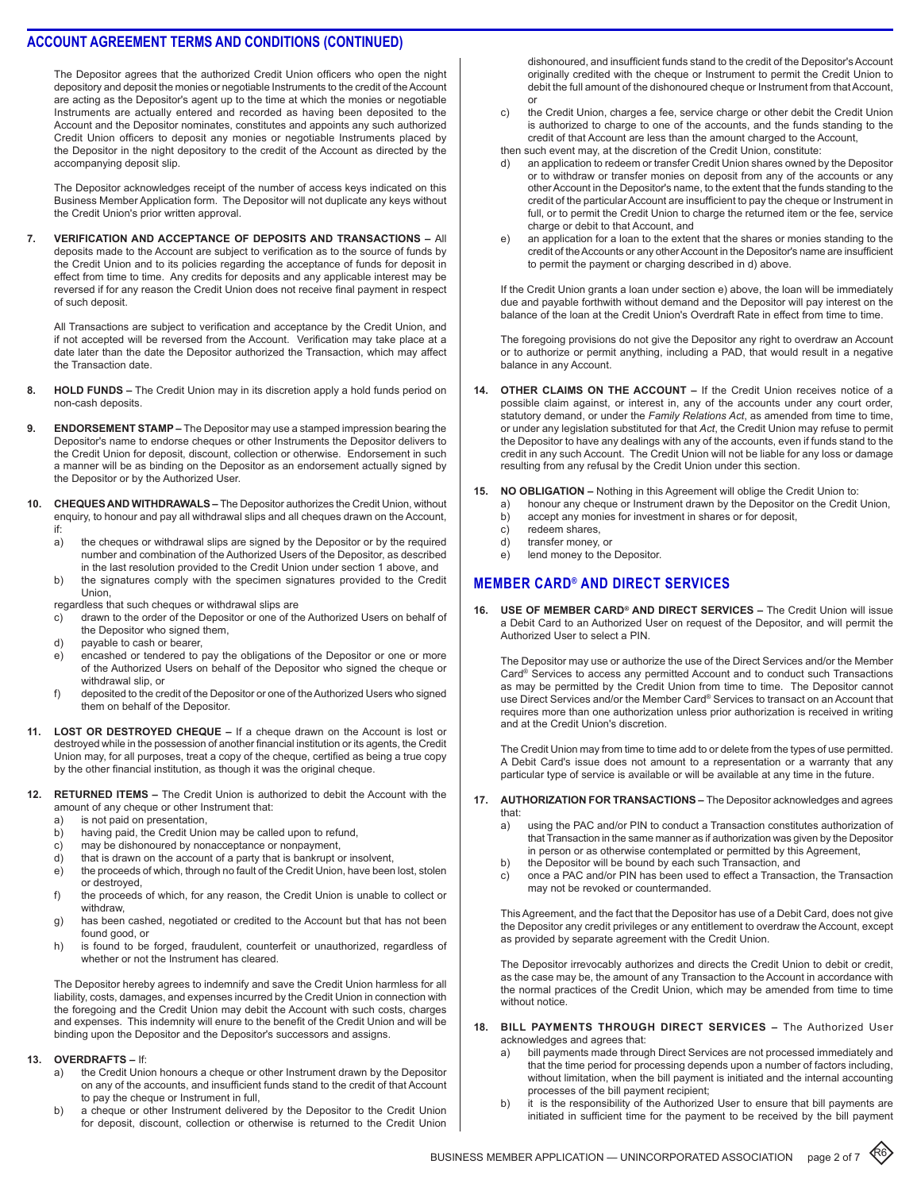## ACCOUNT AGREEMENT TERMS AND CONDITIONS (CONTINUED)

The Depositor agrees that the authorized Credit Union officers who open the night depository and deposit the monies or negotiable Instruments to the credit of the Account are acting as the Depositor's agent up to the time at which the monies or negotiable Instruments are actually entered and recorded as having been deposited to the Account and the Depositor nominates, constitutes and appoints any such authorized Credit Union officers to deposit any monies or negotiable Instruments placed by the Depositor in the night depository to the credit of the Account as directed by the accompanying deposit slip.

The Depositor acknowledges receipt of the number of access keys indicated on this Business Member Application form. The Depositor will not duplicate any keys without the Credit Union's prior written approval.

7. **VERIFICATION AND ACCEPTANCE OF DEPOSITS AND TRANSACTIONS –** All deposits made to the Account are subject to verification as to the source of funds by the Credit Union and to its policies regarding the acceptance of funds for deposit in effect from time to time. Any credits for deposits and any applicable interest may be reversed if for any reason the Credit Union does not receive final payment in respect of such deposit.

   All Transactions are subject to verification and acceptance by the Credit Union, and if not accepted will be reversed from the Account. Verification may take place at a date later than the date the Depositor authorized the Transaction, which may affect the Transaction date.

8. **HOLD FUNDS –** The Credit Union may in its discretion apply a hold funds period on non-cash deposits.

9. **ENDORSEMENT STAMP –** The Depositor may use a stamped impression bearing the Depositor's name to endorse cheques or other Instruments the Depositor delivers to the Credit Union for deposit, discount, collection or otherwise. Endorsement in such a manner will be as binding on the Depositor as an endorsement actually signed by the Depositor or by the Authorized User.

10. **CHEQUES AND WITHDRAWALS –** The Depositor authorizes the Credit Union, without enquiry, to honour and pay all withdrawal slips and all cheques drawn on the Account, if:
    a) the cheques or withdrawal slips are signed by the Depositor or by the required number and combination of the Authorized Users of the Depositor, as described in the last resolution provided to the Credit Union under section 1 above, and
    b) the signatures comply with the specimen signatures provided to the Credit Union,

    regardless that such cheques or withdrawal slips are
    c) drawn to the order of the Depositor or one of the Authorized Users on behalf of the Depositor who signed them,
    d) payable to cash or bearer,
    e) encashed or tendered to pay the obligations of the Depositor or one or more of the Authorized Users on behalf of the Depositor who signed the cheque or withdrawal slip, or
    f) deposited to the credit of the Depositor or one of the Authorized Users who signed them on behalf of the Depositor.

11. **LOST OR DESTROYED CHEQUE –** If a cheque drawn on the Account is lost or destroyed while in the possession of another financial institution or its agents, the Credit Union may, for all purposes, treat a copy of the cheque, certified as being a true copy by the other financial institution, as though it was the original cheque.

12. **RETURNED ITEMS –** The Credit Union is authorized to debit the Account with the amount of any cheque or other Instrument that:
    a) is not paid on presentation,
    b) having paid, the Credit Union may be called upon to refund,
    c) may be dishonoured by nonacceptance or nonpayment,
    d) that is drawn on the account of a party that is bankrupt or insolvent,
    e) the proceeds of which, through no fault of the Credit Union, have been lost, stolen or destroyed,
    f) the proceeds of which, for any reason, the Credit Union is unable to collect or withdraw,
    g) has been cashed, negotiated or credited to the Account but that has not been found good, or
    h) is found to be forged, fraudulent, counterfeit or unauthorized, regardless of whether or not the Instrument has cleared.

    The Depositor hereby agrees to indemnify and save the Credit Union harmless for all liability, costs, damages, and expenses incurred by the Credit Union in connection with the foregoing and the Credit Union may debit the Account with such costs, charges and expenses. This indemnity will enure to the benefit of the Credit Union and will be binding upon the Depositor and the Depositor's successors and assigns.

13. **OVERDRAFTS –** If:
    a) the Credit Union honours a cheque or other Instrument drawn by the Depositor on any of the accounts, and insufficient funds stand to the credit of that Account to pay the cheque or Instrument in full,
    b) a cheque or other Instrument delivered by the Depositor to the Credit Union for deposit, discount, collection or otherwise is returned to the Credit Union dishonoured, and insufficient funds stand to the credit of the Depositor's Account originally credited with the cheque or Instrument to permit the Credit Union to debit the full amount of the dishonoured cheque or Instrument from that Account, or
    c) the Credit Union, charges a fee, service charge or other debit the Credit Union is authorized to charge to one of the accounts, and the funds standing to the credit of that Account are less than the amount charged to the Account,

    then such event may, at the discretion of the Credit Union, constitute:
    d) an application to redeem or transfer Credit Union shares owned by the Depositor or to withdraw or transfer monies on deposit from any of the accounts or any other Account in the Depositor's name, to the extent that the funds standing to the credit of the particular Account are insufficient to pay the cheque or Instrument in full, or to permit the Credit Union to charge the returned item or the fee, service charge or debit to that Account, and
    e) an application for a loan to the extent that the shares or monies standing to the credit of the Accounts or any other Account in the Depositor's name are insufficient to permit the payment or charging described in d) above.

    If the Credit Union grants a loan under section e) above, the loan will be immediately due and payable forthwith without demand and the Depositor will pay interest on the balance of the loan at the Credit Union's Overdraft Rate in effect from time to time.

    The foregoing provisions do not give the Depositor any right to overdraw an Account or to authorize or permit anything, including a PAD, that would result in a negative balance in any Account.

14. **OTHER CLAIMS ON THE ACCOUNT –** If the Credit Union receives notice of a possible claim against, or interest in, any of the accounts under any court order, statutory demand, or under the *Family Relations Act*, as amended from time to time, or under any legislation substituted for that *Act*, the Credit Union may refuse to permit the Depositor to have any dealings with any of the accounts, even if funds stand to the credit in any such Account. The Credit Union will not be liable for any loss or damage resulting from any refusal by the Credit Union under this section.

15. **NO OBLIGATION –** Nothing in this Agreement will oblige the Credit Union to:
    a) honour any cheque or Instrument drawn by the Depositor on the Credit Union,
    b) accept any monies for investment in shares or for deposit,
    c) redeem shares,
    d) transfer money, or
    e) lend money to the Depositor.

## MEMBER CARD® AND DIRECT SERVICES

16. **USE OF MEMBER CARD® AND DIRECT SERVICES –** The Credit Union will issue a Debit Card to an Authorized User on request of the Depositor, and will permit the Authorized User to select a PIN.

    The Depositor may use or authorize the use of the Direct Services and/or the Member Card® Services to access any permitted Account and to conduct such Transactions as may be permitted by the Credit Union from time to time. The Depositor cannot use Direct Services and/or the Member Card® Services to transact on an Account that requires more than one authorization unless prior authorization is received in writing and at the Credit Union's discretion.

    The Credit Union may from time to time add to or delete from the types of use permitted. A Debit Card's issue does not amount to a representation or a warranty that any particular type of service is available or will be available at any time in the future.

17. **AUTHORIZATION FOR TRANSACTIONS –** The Depositor acknowledges and agrees that:
    a) using the PAC and/or PIN to conduct a Transaction constitutes authorization of that Transaction in the same manner as if authorization was given by the Depositor in person or as otherwise contemplated or permitted by this Agreement,
    b) the Depositor will be bound by each such Transaction, and
    c) once a PAC and/or PIN has been used to effect a Transaction, the Transaction may not be revoked or countermanded.

    This Agreement, and the fact that the Depositor has use of a Debit Card, does not give the Depositor any credit privileges or any entitlement to overdraw the Account, except as provided by separate agreement with the Credit Union.

    The Depositor irrevocably authorizes and directs the Credit Union to debit or credit, as the case may be, the amount of any Transaction to the Account in accordance with the normal practices of the Credit Union, which may be amended from time to time without notice.

18. **BILL PAYMENTS THROUGH DIRECT SERVICES –** The Authorized User acknowledges and agrees that:
    a) bill payments made through Direct Services are not processed immediately and that the time period for processing depends upon a number of factors including, without limitation, when the bill payment is initiated and the internal accounting processes of the bill payment recipient;
    b) it is the responsibility of the Authorized User to ensure that bill payments are initiated in sufficient time for the payment to be received by the bill payment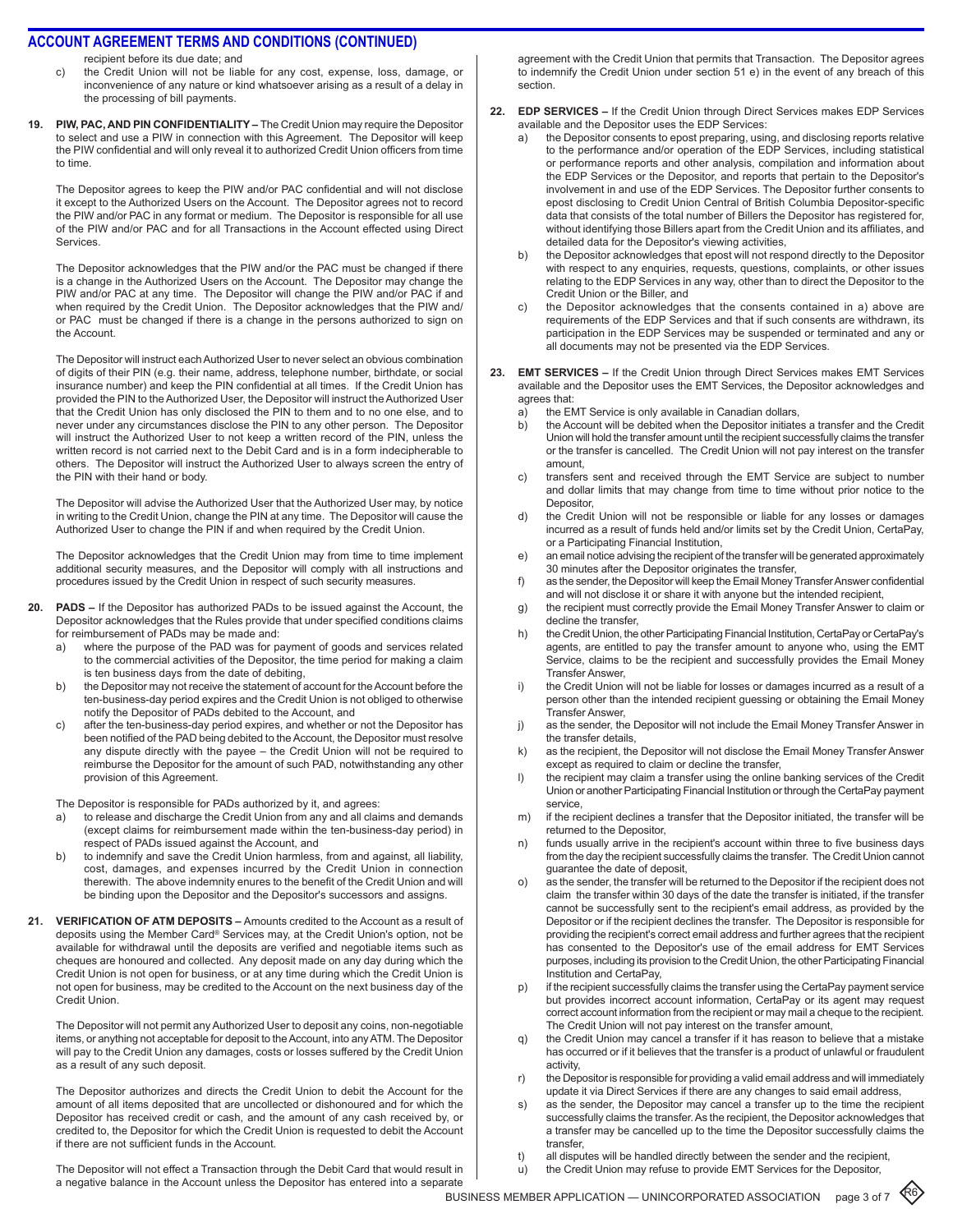## ACCOUNT AGREEMENT TERMS AND CONDITIONS (CONTINUED)

recipient before its due date; and

c) the Credit Union will not be liable for any cost, expense, loss, damage, or inconvenience of any nature or kind whatsoever arising as a result of a delay in the processing of bill payments.

**19. PIW, PAC, AND PIN CONFIDENTIALITY –** The Credit Union may require the Depositor to select and use a PIW in connection with this Agreement. The Depositor will keep the PIW confidential and will only reveal it to authorized Credit Union officers from time to time.

The Depositor agrees to keep the PIW and/or PAC confidential and will not disclose it except to the Authorized Users on the Account. The Depositor agrees not to record the PIW and/or PAC in any format or medium. The Depositor is responsible for all use of the PIW and/or PAC and for all Transactions in the Account effected using Direct Services.

The Depositor acknowledges that the PIW and/or the PAC must be changed if there is a change in the Authorized Users on the Account. The Depositor may change the PIW and/or PAC at any time. The Depositor will change the PIW and/or PAC if and when required by the Credit Union. The Depositor acknowledges that the PIW and/ or PAC must be changed if there is a change in the persons authorized to sign on the Account.

The Depositor will instruct each Authorized User to never select an obvious combination of digits of their PIN (e.g. their name, address, telephone number, birthdate, or social insurance number) and keep the PIN confidential at all times. If the Credit Union has provided the PIN to the Authorized User, the Depositor will instruct the Authorized User that the Credit Union has only disclosed the PIN to them and to no one else, and to never under any circumstances disclose the PIN to any other person. The Depositor will instruct the Authorized User to not keep a written record of the PIN, unless the written record is not carried next to the Debit Card and is in a form indecipherable to others. The Depositor will instruct the Authorized User to always screen the entry of the PIN with their hand or body.

The Depositor will advise the Authorized User that the Authorized User may, by notice in writing to the Credit Union, change the PIN at any time. The Depositor will cause the Authorized User to change the PIN if and when required by the Credit Union.

The Depositor acknowledges that the Credit Union may from time to time implement additional security measures, and the Depositor will comply with all instructions and procedures issued by the Credit Union in respect of such security measures.

**20. PADS –** If the Depositor has authorized PADs to be issued against the Account, the Depositor acknowledges that the Rules provide that under specified conditions claims for reimbursement of PADs may be made and:

a) where the purpose of the PAD was for payment of goods and services related to the commercial activities of the Depositor, the time period for making a claim is ten business days from the date of debiting,
b) the Depositor may not receive the statement of account for the Account before the ten-business-day period expires and the Credit Union is not obliged to otherwise notify the Depositor of PADs debited to the Account, and
c) after the ten-business-day period expires, and whether or not the Depositor has been notified of the PAD being debited to the Account, the Depositor must resolve any dispute directly with the payee – the Credit Union will not be required to reimburse the Depositor for the amount of such PAD, notwithstanding any other provision of this Agreement.

The Depositor is responsible for PADs authorized by it, and agrees:

a) to release and discharge the Credit Union from any and all claims and demands (except claims for reimbursement made within the ten-business-day period) in respect of PADs issued against the Account, and
b) to indemnify and save the Credit Union harmless, from and against, all liability, cost, damages, and expenses incurred by the Credit Union in connection therewith. The above indemnity enures to the benefit of the Credit Union and will be binding upon the Depositor and the Depositor's successors and assigns.

**21. VERIFICATION OF ATM DEPOSITS –** Amounts credited to the Account as a result of deposits using the Member Card® Services may, at the Credit Union's option, not be available for withdrawal until the deposits are verified and negotiable items such as cheques are honoured and collected. Any deposit made on any day during which the Credit Union is not open for business, or at any time during which the Credit Union is not open for business, may be credited to the Account on the next business day of the Credit Union.

The Depositor will not permit any Authorized User to deposit any coins, non-negotiable items, or anything not acceptable for deposit to the Account, into any ATM. The Depositor will pay to the Credit Union any damages, costs or losses suffered by the Credit Union as a result of any such deposit.

The Depositor authorizes and directs the Credit Union to debit the Account for the amount of all items deposited that are uncollected or dishonoured and for which the Depositor has received credit or cash, and the amount of any cash received by, or credited to, the Depositor for which the Credit Union is requested to debit the Account if there are not sufficient funds in the Account.

The Depositor will not effect a Transaction through the Debit Card that would result in a negative balance in the Account unless the Depositor has entered into a separate agreement with the Credit Union that permits that Transaction. The Depositor agrees to indemnify the Credit Union under section 51 e) in the event of any breach of this section.

**22. EDP SERVICES –** If the Credit Union through Direct Services makes EDP Services available and the Depositor uses the EDP Services:

a) the Depositor consents to epost preparing, using, and disclosing reports relative to the performance and/or operation of the EDP Services, including statistical or performance reports and other analysis, compilation and information about the EDP Services or the Depositor, and reports that pertain to the Depositor's involvement in and use of the EDP Services. The Depositor further consents to epost disclosing to Credit Union Central of British Columbia Depositor-specific data that consists of the total number of Billers the Depositor has registered for, without identifying those Billers apart from the Credit Union and its affiliates, and detailed data for the Depositor's viewing activities,
b) the Depositor acknowledges that epost will not respond directly to the Depositor with respect to any enquiries, requests, questions, complaints, or other issues relating to the EDP Services in any way, other than to direct the Depositor to the Credit Union or the Biller, and
c) the Depositor acknowledges that the consents contained in a) above are requirements of the EDP Services and that if such consents are withdrawn, its participation in the EDP Services may be suspended or terminated and any or all documents may not be presented via the EDP Services.

**23. EMT SERVICES –** If the Credit Union through Direct Services makes EMT Services available and the Depositor uses the EMT Services, the Depositor acknowledges and agrees that:

a) the EMT Service is only available in Canadian dollars,
b) the Account will be debited when the Depositor initiates a transfer and the Credit Union will hold the transfer amount until the recipient successfully claims the transfer or the transfer is cancelled. The Credit Union will not pay interest on the transfer amount,
c) transfers sent and received through the EMT Service are subject to number and dollar limits that may change from time to time without prior notice to the Depositor,
d) the Credit Union will not be responsible or liable for any losses or damages incurred as a result of funds held and/or limits set by the Credit Union, CertaPay, or a Participating Financial Institution,
e) an email notice advising the recipient of the transfer will be generated approximately 30 minutes after the Depositor originates the transfer,
f) as the sender, the Depositor will keep the Email Money Transfer Answer confidential and will not disclose it or share it with anyone but the intended recipient,
g) the recipient must correctly provide the Email Money Transfer Answer to claim or decline the transfer,
h) the Credit Union, the other Participating Financial Institution, CertaPay or CertaPay's agents, are entitled to pay the transfer amount to anyone who, using the EMT Service, claims to be the recipient and successfully provides the Email Money Transfer Answer,
i) the Credit Union will not be liable for losses or damages incurred as a result of a person other than the intended recipient guessing or obtaining the Email Money Transfer Answer,
j) as the sender, the Depositor will not include the Email Money Transfer Answer in the transfer details,
k) as the recipient, the Depositor will not disclose the Email Money Transfer Answer except as required to claim or decline the transfer,
l) the recipient may claim a transfer using the online banking services of the Credit Union or another Participating Financial Institution or through the CertaPay payment service,
m) if the recipient declines a transfer that the Depositor initiated, the transfer will be returned to the Depositor,
n) funds usually arrive in the recipient's account within three to five business days from the day the recipient successfully claims the transfer. The Credit Union cannot guarantee the date of deposit,
o) as the sender, the transfer will be returned to the Depositor if the recipient does not claim the transfer within 30 days of the date the transfer is initiated, if the transfer cannot be successfully sent to the recipient's email address, as provided by the Depositor or if the recipient declines the transfer. The Depositor is responsible for providing the recipient's correct email address and further agrees that the recipient has consented to the Depositor's use of the email address for EMT Services purposes, including its provision to the Credit Union, the other Participating Financial Institution and CertaPay,
p) if the recipient successfully claims the transfer using the CertaPay payment service but provides incorrect account information, CertaPay or its agent may request correct account information from the recipient or may mail a cheque to the recipient. The Credit Union will not pay interest on the transfer amount,
q) the Credit Union may cancel a transfer if it has reason to believe that a mistake has occurred or if it believes that the transfer is a product of unlawful or fraudulent activity,
r) the Depositor is responsible for providing a valid email address and will immediately update it via Direct Services if there are any changes to said email address,
s) as the sender, the Depositor may cancel a transfer up to the time the recipient successfully claims the transfer. As the recipient, the Depositor acknowledges that a transfer may be cancelled up to the time the Depositor successfully claims the transfer,
t) all disputes will be handled directly between the sender and the recipient,
u) the Credit Union may refuse to provide EMT Services for the Depositor,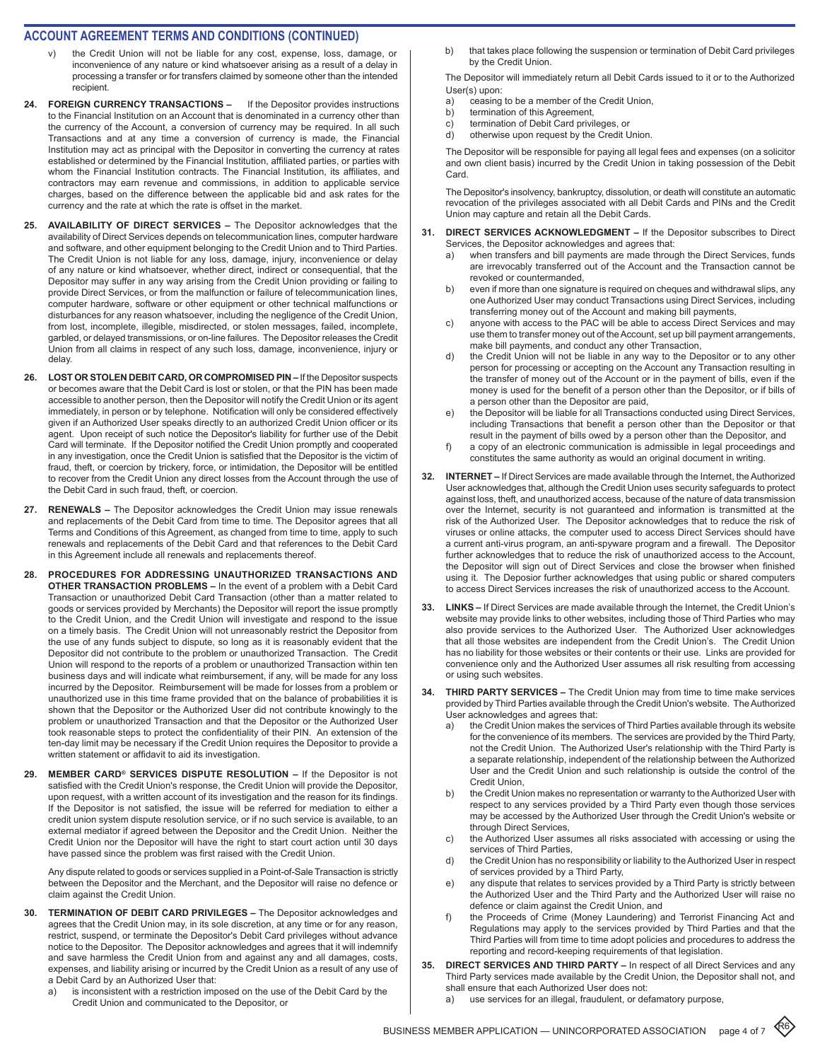## ACCOUNT AGREEMENT TERMS AND CONDITIONS (CONTINUED)

v) the Credit Union will not be liable for any cost, expense, loss, damage, or inconvenience of any nature or kind whatsoever arising as a result of a delay in processing a transfer or for transfers claimed by someone other than the intended recipient.

**24. FOREIGN CURRENCY TRANSACTIONS –** If the Depositor provides instructions to the Financial Institution on an Account that is denominated in a currency other than the currency of the Account, a conversion of currency may be required. In all such Transactions and at any time a conversion of currency is made, the Financial Institution may act as principal with the Depositor in converting the currency at rates established or determined by the Financial Institution, affiliated parties, or parties with whom the Financial Institution contracts. The Financial Institution, its affiliates, and contractors may earn revenue and commissions, in addition to applicable service charges, based on the difference between the applicable bid and ask rates for the currency and the rate at which the rate is offset in the market.

**25. AVAILABILITY OF DIRECT SERVICES –** The Depositor acknowledges that the availability of Direct Services depends on telecommunication lines, computer hardware and software, and other equipment belonging to the Credit Union and to Third Parties. The Credit Union is not liable for any loss, damage, injury, inconvenience or delay of any nature or kind whatsoever, whether direct, indirect or consequential, that the Depositor may suffer in any way arising from the Credit Union providing or failing to provide Direct Services, or from the malfunction or failure of telecommunication lines, computer hardware, software or other equipment or other technical malfunctions or disturbances for any reason whatsoever, including the negligence of the Credit Union, from lost, incomplete, illegible, misdirected, or stolen messages, failed, incomplete, garbled, or delayed transmissions, or on-line failures. The Depositor releases the Credit Union from all claims in respect of any such loss, damage, inconvenience, injury or delay.

**26. LOST OR STOLEN DEBIT CARD, OR COMPROMISED PIN –** If the Depositor suspects or becomes aware that the Debit Card is lost or stolen, or that the PIN has been made accessible to another person, then the Depositor will notify the Credit Union or its agent immediately, in person or by telephone. Notification will only be considered effectively given if an Authorized User speaks directly to an authorized Credit Union officer or its agent. Upon receipt of such notice the Depositor's liability for further use of the Debit Card will terminate. If the Depositor notified the Credit Union promptly and cooperated in any investigation, once the Credit Union is satisfied that the Depositor is the victim of fraud, theft, or coercion by trickery, force, or intimidation, the Depositor will be entitled to recover from the Credit Union any direct losses from the Account through the use of the Debit Card in such fraud, theft, or coercion.

**27. RENEWALS –** The Depositor acknowledges the Credit Union may issue renewals and replacements of the Debit Card from time to time. The Depositor agrees that all Terms and Conditions of this Agreement, as changed from time to time, apply to such renewals and replacements of the Debit Card and that references to the Debit Card in this Agreement include all renewals and replacements thereof.

**28. PROCEDURES FOR ADDRESSING UNAUTHORIZED TRANSACTIONS AND OTHER TRANSACTION PROBLEMS –** In the event of a problem with a Debit Card Transaction or unauthorized Debit Card Transaction (other than a matter related to goods or services provided by Merchants) the Depositor will report the issue promptly to the Credit Union, and the Credit Union will investigate and respond to the issue on a timely basis. The Credit Union will not unreasonably restrict the Depositor from the use of any funds subject to dispute, so long as it is reasonably evident that the Depositor did not contribute to the problem or unauthorized Transaction. The Credit Union will respond to the reports of a problem or unauthorized Transaction within ten business days and will indicate what reimbursement, if any, will be made for any loss incurred by the Depositor. Reimbursement will be made for losses from a problem or unauthorized use in this time frame provided that on the balance of probabilities it is shown that the Depositor or the Authorized User did not contribute knowingly to the problem or unauthorized Transaction and that the Depositor or the Authorized User took reasonable steps to protect the confidentiality of their PIN. An extension of the ten-day limit may be necessary if the Credit Union requires the Depositor to provide a written statement or affidavit to aid its investigation.

**29. MEMBER CARD® SERVICES DISPUTE RESOLUTION –** If the Depositor is not satisfied with the Credit Union's response, the Credit Union will provide the Depositor, upon request, with a written account of its investigation and the reason for its findings. If the Depositor is not satisfied, the issue will be referred for mediation to either a credit union system dispute resolution service, or if no such service is available, to an external mediator if agreed between the Depositor and the Credit Union. Neither the Credit Union nor the Depositor will have the right to start court action until 30 days have passed since the problem was first raised with the Credit Union.

Any dispute related to goods or services supplied in a Point-of-Sale Transaction is strictly between the Depositor and the Merchant, and the Depositor will raise no defence or claim against the Credit Union.

**30. TERMINATION OF DEBIT CARD PRIVILEGES –** The Depositor acknowledges and agrees that the Credit Union may, in its sole discretion, at any time or for any reason, restrict, suspend, or terminate the Depositor's Debit Card privileges without advance notice to the Depositor. The Depositor acknowledges and agrees that it will indemnify and save harmless the Credit Union from and against any and all damages, costs, expenses, and liability arising or incurred by the Credit Union as a result of any use of a Debit Card by an Authorized User that:

a) is inconsistent with a restriction imposed on the use of the Debit Card by the Credit Union and communicated to the Depositor, or
b) that takes place following the suspension or termination of Debit Card privileges by the Credit Union.

The Depositor will immediately return all Debit Cards issued to it or to the Authorized User(s) upon:

a) ceasing to be a member of the Credit Union,
b) termination of this Agreement,
c) termination of Debit Card privileges, or
d) otherwise upon request by the Credit Union.

The Depositor will be responsible for paying all legal fees and expenses (on a solicitor and own client basis) incurred by the Credit Union in taking possession of the Debit Card.

The Depositor's insolvency, bankruptcy, dissolution, or death will constitute an automatic revocation of the privileges associated with all Debit Cards and PINs and the Credit Union may capture and retain all the Debit Cards.

**31. DIRECT SERVICES ACKNOWLEDGMENT –** If the Depositor subscribes to Direct Services, the Depositor acknowledges and agrees that:

a) when transfers and bill payments are made through the Direct Services, funds are irrevocably transferred out of the Account and the Transaction cannot be revoked or countermanded,
b) even if more than one signature is required on cheques and withdrawal slips, any one Authorized User may conduct Transactions using Direct Services, including transferring money out of the Account and making bill payments,
c) anyone with access to the PAC will be able to access Direct Services and may use them to transfer money out of the Account, set up bill payment arrangements, make bill payments, and conduct any other Transaction,
d) the Credit Union will not be liable in any way to the Depositor or to any other person for processing or accepting on the Account any Transaction resulting in the transfer of money out of the Account or in the payment of bills, even if the money is used for the benefit of a person other than the Depositor, or if bills of a person other than the Depositor are paid,
e) the Depositor will be liable for all Transactions conducted using Direct Services, including Transactions that benefit a person other than the Depositor or that result in the payment of bills owed by a person other than the Depositor, and
f) a copy of an electronic communication is admissible in legal proceedings and constitutes the same authority as would an original document in writing.

**32. INTERNET –** If Direct Services are made available through the Internet, the Authorized User acknowledges that, although the Credit Union uses security safeguards to protect against loss, theft, and unauthorized access, because of the nature of data transmission over the Internet, security is not guaranteed and information is transmitted at the risk of the Authorized User. The Depositor acknowledges that to reduce the risk of viruses or online attacks, the computer used to access Direct Services should have a current anti-virus program, an anti-spyware program and a firewall. The Depositor further acknowledges that to reduce the risk of unauthorized access to the Account, the Depositor will sign out of Direct Services and close the browser when finished using it. The Deposior further acknowledges that using public or shared computers to access Direct Services increases the risk of unauthorized access to the Account.

**33. LINKS –** If Direct Services are made available through the Internet, the Credit Union's website may provide links to other websites, including those of Third Parties who may also provide services to the Authorized User. The Authorized User acknowledges that all those websites are independent from the Credit Union's. The Credit Union has no liability for those websites or their contents or their use. Links are provided for convenience only and the Authorized User assumes all risk resulting from accessing or using such websites.

**34. THIRD PARTY SERVICES –** The Credit Union may from time to time make services provided by Third Parties available through the Credit Union's website. The Authorized User acknowledges and agrees that:

a) the Credit Union makes the services of Third Parties available through its website for the convenience of its members. The services are provided by the Third Party, not the Credit Union. The Authorized User's relationship with the Third Party is a separate relationship, independent of the relationship between the Authorized User and the Credit Union and such relationship is outside the control of the Credit Union,
b) the Credit Union makes no representation or warranty to the Authorized User with respect to any services provided by a Third Party even though those services may be accessed by the Authorized User through the Credit Union's website or through Direct Services,
c) the Authorized User assumes all risks associated with accessing or using the services of Third Parties,
d) the Credit Union has no responsibility or liability to the Authorized User in respect of services provided by a Third Party,
e) any dispute that relates to services provided by a Third Party is strictly between the Authorized User and the Third Party and the Authorized User will raise no defence or claim against the Credit Union, and
f) the Proceeds of Crime (Money Laundering) and Terrorist Financing Act and Regulations may apply to the services provided by Third Parties and that the Third Parties will from time to time adopt policies and procedures to address the reporting and record-keeping requirements of that legislation.

**35. DIRECT SERVICES AND THIRD PARTY –** In respect of all Direct Services and any Third Party services made available by the Credit Union, the Depositor shall not, and shall ensure that each Authorized User does not:

a) use services for an illegal, fraudulent, or defamatory purpose,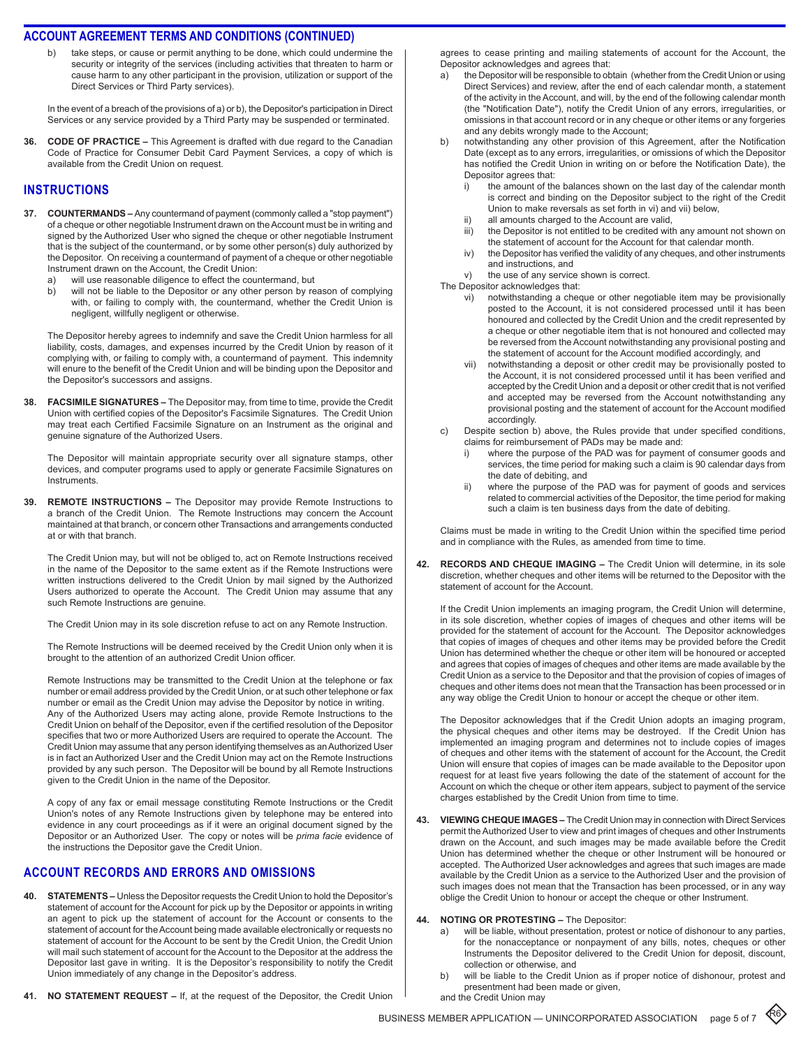## ACCOUNT AGREEMENT TERMS AND CONDITIONS (CONTINUED)

b) take steps, or cause or permit anything to be done, which could undermine the security or integrity of the services (including activities that threaten to harm or cause harm to any other participant in the provision, utilization or support of the Direct Services or Third Party services).

In the event of a breach of the provisions of a) or b), the Depositor's participation in Direct Services or any service provided by a Third Party may be suspended or terminated.

**36. CODE OF PRACTICE –** This Agreement is drafted with due regard to the Canadian Code of Practice for Consumer Debit Card Payment Services, a copy of which is available from the Credit Union on request.

## INSTRUCTIONS

**37. COUNTERMANDS –** Any countermand of payment (commonly called a "stop payment") of a cheque or other negotiable Instrument drawn on the Account must be in writing and signed by the Authorized User who signed the cheque or other negotiable Instrument that is the subject of the countermand, or by some other person(s) duly authorized by the Depositor. On receiving a countermand of payment of a cheque or other negotiable Instrument drawn on the Account, the Credit Union:

a) will use reasonable diligence to effect the countermand, but
b) will not be liable to the Depositor or any other person by reason of complying with, or failing to comply with, the countermand, whether the Credit Union is negligent, willfully negligent or otherwise.

The Depositor hereby agrees to indemnify and save the Credit Union harmless for all liability, costs, damages, and expenses incurred by the Credit Union by reason of it complying with, or failing to comply with, a countermand of payment. This indemnity will enure to the benefit of the Credit Union and will be binding upon the Depositor and the Depositor's successors and assigns.

**38. FACSIMILE SIGNATURES –** The Depositor may, from time to time, provide the Credit Union with certified copies of the Depositor's Facsimile Signatures. The Credit Union may treat each Certified Facsimile Signature on an Instrument as the original and genuine signature of the Authorized Users.

The Depositor will maintain appropriate security over all signature stamps, other devices, and computer programs used to apply or generate Facsimile Signatures on Instruments.

**39. REMOTE INSTRUCTIONS –** The Depositor may provide Remote Instructions to a branch of the Credit Union. The Remote Instructions may concern the Account maintained at that branch, or concern other Transactions and arrangements conducted at or with that branch.

The Credit Union may, but will not be obliged to, act on Remote Instructions received in the name of the Depositor to the same extent as if the Remote Instructions were written instructions delivered to the Credit Union by mail signed by the Authorized Users authorized to operate the Account. The Credit Union may assume that any such Remote Instructions are genuine.

The Credit Union may in its sole discretion refuse to act on any Remote Instruction.

The Remote Instructions will be deemed received by the Credit Union only when it is brought to the attention of an authorized Credit Union officer.

Remote Instructions may be transmitted to the Credit Union at the telephone or fax number or email address provided by the Credit Union, or at such other telephone or fax number or email as the Credit Union may advise the Depositor by notice in writing. Any of the Authorized Users may acting alone, provide Remote Instructions to the Credit Union on behalf of the Depositor, even if the certified resolution of the Depositor specifies that two or more Authorized Users are required to operate the Account. The Credit Union may assume that any person identifying themselves as an Authorized User is in fact an Authorized User and the Credit Union may act on the Remote Instructions provided by any such person. The Depositor will be bound by all Remote Instructions given to the Credit Union in the name of the Depositor.

A copy of any fax or email message constituting Remote Instructions or the Credit Union's notes of any Remote Instructions given by telephone may be entered into evidence in any court proceedings as if it were an original document signed by the Depositor or an Authorized User. The copy or notes will be *prima facie* evidence of the instructions the Depositor gave the Credit Union.

## ACCOUNT RECORDS AND ERRORS AND OMISSIONS

**40. STATEMENTS –** Unless the Depositor requests the Credit Union to hold the Depositor's statement of account for the Account for pick up by the Depositor or appoints in writing an agent to pick up the statement of account for the Account or consents to the statement of account for the Account being made available electronically or requests no statement of account for the Account to be sent by the Credit Union, the Credit Union will mail such statement of account for the Account to the Depositor at the address the Depositor last gave in writing. It is the Depositor's responsibility to notify the Credit Union immediately of any change in the Depositor's address.

**41. NO STATEMENT REQUEST –** If, at the request of the Depositor, the Credit Union agrees to cease printing and mailing statements of account for the Account, the Depositor acknowledges and agrees that:

a) the Depositor will be responsible to obtain (whether from the Credit Union or using Direct Services) and review, after the end of each calendar month, a statement of the activity in the Account, and will, by the end of the following calendar month (the "Notification Date"), notify the Credit Union of any errors, irregularities, or omissions in that account record or in any cheque or other items or any forgeries and any debits wrongly made to the Account;
b) notwithstanding any other provision of this Agreement, after the Notification Date (except as to any errors, irregularities, or omissions of which the Depositor has notified the Credit Union in writing on or before the Notification Date), the Depositor agrees that:
   i) the amount of the balances shown on the last day of the calendar month is correct and binding on the Depositor subject to the right of the Credit Union to make reversals as set forth in vi) and vii) below,
   ii) all amounts charged to the Account are valid,
   iii) the Depositor is not entitled to be credited with any amount not shown on the statement of account for the Account for that calendar month.
   iv) the Depositor has verified the validity of any cheques, and other instruments and instructions, and
   v) the use of any service shown is correct.

   The Depositor acknowledges that:

   vi) notwithstanding a cheque or other negotiable item may be provisionally posted to the Account, it is not considered processed until it has been honoured and collected by the Credit Union and the credit represented by a cheque or other negotiable item that is not honoured and collected may be reversed from the Account notwithstanding any provisional posting and the statement of account for the Account modified accordingly, and
   vii) notwithstanding a deposit or other credit may be provisionally posted to the Account, it is not considered processed until it has been verified and accepted by the Credit Union and a deposit or other credit that is not verified and accepted may be reversed from the Account notwithstanding any provisional posting and the statement of account for the Account modified accordingly.
c) Despite section b) above, the Rules provide that under specified conditions, claims for reimbursement of PADs may be made and:
   i) where the purpose of the PAD was for payment of consumer goods and services, the time period for making such a claim is 90 calendar days from the date of debiting, and
   ii) where the purpose of the PAD was for payment of goods and services related to commercial activities of the Depositor, the time period for making such a claim is ten business days from the date of debiting.

Claims must be made in writing to the Credit Union within the specified time period and in compliance with the Rules, as amended from time to time.

**42. RECORDS AND CHEQUE IMAGING –** The Credit Union will determine, in its sole discretion, whether cheques and other items will be returned to the Depositor with the statement of account for the Account.

If the Credit Union implements an imaging program, the Credit Union will determine, in its sole discretion, whether copies of images of cheques and other items will be provided for the statement of account for the Account. The Depositor acknowledges that copies of images of cheques and other items may be provided before the Credit Union has determined whether the cheque or other item will be honoured or accepted and agrees that copies of images of cheques and other items are made available by the Credit Union as a service to the Depositor and that the provision of copies of images of cheques and other items does not mean that the Transaction has been processed or in any way oblige the Credit Union to honour or accept the cheque or other item.

The Depositor acknowledges that if the Credit Union adopts an imaging program, the physical cheques and other items may be destroyed. If the Credit Union has implemented an imaging program and determines not to include copies of images of cheques and other items with the statement of account for the Account, the Credit Union will ensure that copies of images can be made available to the Depositor upon request for at least five years following the date of the statement of account for the Account on which the cheque or other item appears, subject to payment of the service charges established by the Credit Union from time to time.

**43. VIEWING CHEQUE IMAGES –** The Credit Union may in connection with Direct Services permit the Authorized User to view and print images of cheques and other Instruments drawn on the Account, and such images may be made available before the Credit Union has determined whether the cheque or other Instrument will be honoured or accepted. The Authorized User acknowledges and agrees that such images are made available by the Credit Union as a service to the Authorized User and the provision of such images does not mean that the Transaction has been processed, or in any way oblige the Credit Union to honour or accept the cheque or other Instrument.

**44. NOTING OR PROTESTING –** The Depositor:

a) will be liable, without presentation, protest or notice of dishonour to any parties, for the nonacceptance or nonpayment of any bills, notes, cheques or other Instruments the Depositor delivered to the Credit Union for deposit, discount, collection or otherwise, and
b) will be liable to the Credit Union as if proper notice of dishonour, protest and presentment had been made or given,

and the Credit Union may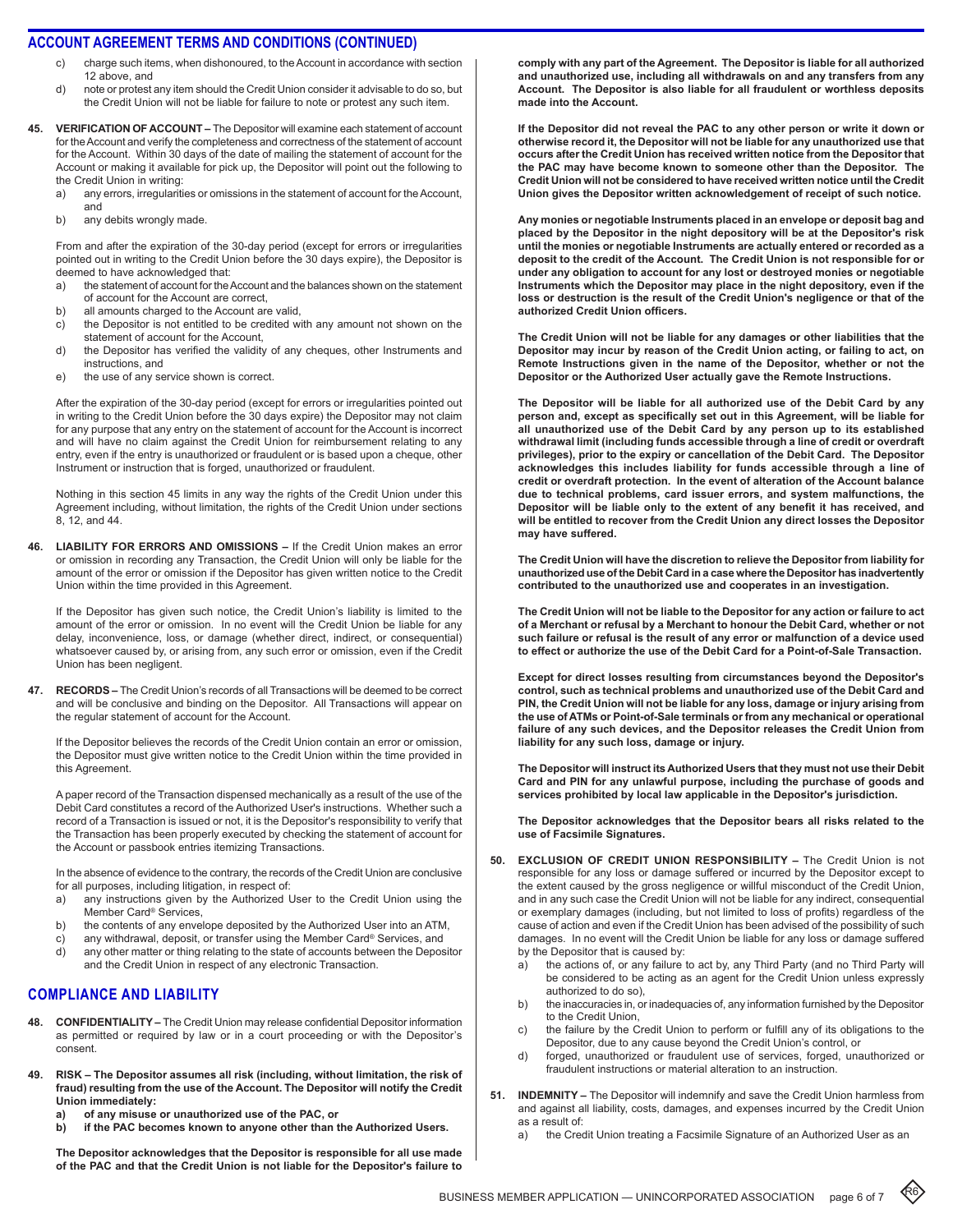## ACCOUNT AGREEMENT TERMS AND CONDITIONS (CONTINUED)

c) charge such items, when dishonoured, to the Account in accordance with section 12 above, and

d) note or protest any item should the Credit Union consider it advisable to do so, but the Credit Union will not be liable for failure to note or protest any such item.

**45. VERIFICATION OF ACCOUNT –** The Depositor will examine each statement of account for the Account and verify the completeness and correctness of the statement of account for the Account. Within 30 days of the date of mailing the statement of account for the Account or making it available for pick up, the Depositor will point out the following to the Credit Union in writing:

a) any errors, irregularities or omissions in the statement of account for the Account, and
b) any debits wrongly made.

From and after the expiration of the 30-day period (except for errors or irregularities pointed out in writing to the Credit Union before the 30 days expire), the Depositor is deemed to have acknowledged that:

a) the statement of account for the Account and the balances shown on the statement of account for the Account are correct,
b) all amounts charged to the Account are valid,
c) the Depositor is not entitled to be credited with any amount not shown on the statement of account for the Account,
d) the Depositor has verified the validity of any cheques, other Instruments and instructions, and
e) the use of any service shown is correct.

After the expiration of the 30-day period (except for errors or irregularities pointed out in writing to the Credit Union before the 30 days expire) the Depositor may not claim for any purpose that any entry on the statement of account for the Account is incorrect and will have no claim against the Credit Union for reimbursement relating to any entry, even if the entry is unauthorized or fraudulent or is based upon a cheque, other Instrument or instruction that is forged, unauthorized or fraudulent.

Nothing in this section 45 limits in any way the rights of the Credit Union under this Agreement including, without limitation, the rights of the Credit Union under sections 8, 12, and 44.

**46. LIABILITY FOR ERRORS AND OMISSIONS –** If the Credit Union makes an error or omission in recording any Transaction, the Credit Union will only be liable for the amount of the error or omission if the Depositor has given written notice to the Credit Union within the time provided in this Agreement.

If the Depositor has given such notice, the Credit Union's liability is limited to the amount of the error or omission. In no event will the Credit Union be liable for any delay, inconvenience, loss, or damage (whether direct, indirect, or consequential) whatsoever caused by, or arising from, any such error or omission, even if the Credit Union has been negligent.

**47. RECORDS –** The Credit Union's records of all Transactions will be deemed to be correct and will be conclusive and binding on the Depositor. All Transactions will appear on the regular statement of account for the Account.

If the Depositor believes the records of the Credit Union contain an error or omission, the Depositor must give written notice to the Credit Union within the time provided in this Agreement.

A paper record of the Transaction dispensed mechanically as a result of the use of the Debit Card constitutes a record of the Authorized User's instructions. Whether such a record of a Transaction is issued or not, it is the Depositor's responsibility to verify that the Transaction has been properly executed by checking the statement of account for the Account or passbook entries itemizing Transactions.

In the absence of evidence to the contrary, the records of the Credit Union are conclusive for all purposes, including litigation, in respect of:

a) any instructions given by the Authorized User to the Credit Union using the Member Card® Services,
b) the contents of any envelope deposited by the Authorized User into an ATM,
c) any withdrawal, deposit, or transfer using the Member Card® Services, and
d) any other matter or thing relating to the state of accounts between the Depositor and the Credit Union in respect of any electronic Transaction.

## COMPLIANCE AND LIABILITY

**48. CONFIDENTIALITY –** The Credit Union may release confidential Depositor information as permitted or required by law or in a court proceeding or with the Depositor's consent.

**49. RISK – The Depositor assumes all risk (including, without limitation, the risk of fraud) resulting from the use of the Account. The Depositor will notify the Credit Union immediately:**

**a) of any misuse or unauthorized use of the PAC, or**
**b) if the PAC becomes known to anyone other than the Authorized Users.**

**The Depositor acknowledges that the Depositor is responsible for all use made of the PAC and that the Credit Union is not liable for the Depositor's failure to comply with any part of the Agreement. The Depositor is liable for all authorized and unauthorized use, including all withdrawals on and any transfers from any Account. The Depositor is also liable for all fraudulent or worthless deposits made into the Account.**

**If the Depositor did not reveal the PAC to any other person or write it down or otherwise record it, the Depositor will not be liable for any unauthorized use that occurs after the Credit Union has received written notice from the Depositor that the PAC may have become known to someone other than the Depositor. The Credit Union will not be considered to have received written notice until the Credit Union gives the Depositor written acknowledgement of receipt of such notice.**

**Any monies or negotiable Instruments placed in an envelope or deposit bag and placed by the Depositor in the night depository will be at the Depositor's risk until the monies or negotiable Instruments are actually entered or recorded as a deposit to the credit of the Account. The Credit Union is not responsible for or under any obligation to account for any lost or destroyed monies or negotiable Instruments which the Depositor may place in the night depository, even if the loss or destruction is the result of the Credit Union's negligence or that of the authorized Credit Union officers.**

**The Credit Union will not be liable for any damages or other liabilities that the Depositor may incur by reason of the Credit Union acting, or failing to act, on Remote Instructions given in the name of the Depositor, whether or not the Depositor or the Authorized User actually gave the Remote Instructions.**

**The Depositor will be liable for all authorized use of the Debit Card by any person and, except as specifically set out in this Agreement, will be liable for all unauthorized use of the Debit Card by any person up to its established withdrawal limit (including funds accessible through a line of credit or overdraft privileges), prior to the expiry or cancellation of the Debit Card. The Depositor acknowledges this includes liability for funds accessible through a line of credit or overdraft protection. In the event of alteration of the Account balance due to technical problems, card issuer errors, and system malfunctions, the Depositor will be liable only to the extent of any benefit it has received, and will be entitled to recover from the Credit Union any direct losses the Depositor may have suffered.**

**The Credit Union will have the discretion to relieve the Depositor from liability for unauthorized use of the Debit Card in a case where the Depositor has inadvertently contributed to the unauthorized use and cooperates in an investigation.**

**The Credit Union will not be liable to the Depositor for any action or failure to act of a Merchant or refusal by a Merchant to honour the Debit Card, whether or not such failure or refusal is the result of any error or malfunction of a device used to effect or authorize the use of the Debit Card for a Point-of-Sale Transaction.**

**Except for direct losses resulting from circumstances beyond the Depositor's control, such as technical problems and unauthorized use of the Debit Card and PIN, the Credit Union will not be liable for any loss, damage or injury arising from the use of ATMs or Point-of-Sale terminals or from any mechanical or operational failure of any such devices, and the Depositor releases the Credit Union from liability for any such loss, damage or injury.**

**The Depositor will instruct its Authorized Users that they must not use their Debit Card and PIN for any unlawful purpose, including the purchase of goods and services prohibited by local law applicable in the Depositor's jurisdiction.**

**The Depositor acknowledges that the Depositor bears all risks related to the use of Facsimile Signatures.**

**50. EXCLUSION OF CREDIT UNION RESPONSIBILITY –** The Credit Union is not responsible for any loss or damage suffered or incurred by the Depositor except to the extent caused by the gross negligence or willful misconduct of the Credit Union, and in any such case the Credit Union will not be liable for any indirect, consequential or exemplary damages (including, but not limited to loss of profits) regardless of the cause of action and even if the Credit Union has been advised of the possibility of such damages. In no event will the Credit Union be liable for any loss or damage suffered by the Depositor that is caused by:

a) the actions of, or any failure to act by, any Third Party (and no Third Party will be considered to be acting as an agent for the Credit Union unless expressly authorized to do so),
b) the inaccuracies in, or inadequacies of, any information furnished by the Depositor to the Credit Union,
c) the failure by the Credit Union to perform or fulfill any of its obligations to the Depositor, due to any cause beyond the Credit Union's control, or
d) forged, unauthorized or fraudulent use of services, forged, unauthorized or fraudulent instructions or material alteration to an instruction.

**51. INDEMNITY –** The Depositor will indemnify and save the Credit Union harmless from and against all liability, costs, damages, and expenses incurred by the Credit Union as a result of:

a) the Credit Union treating a Facsimile Signature of an Authorized User as an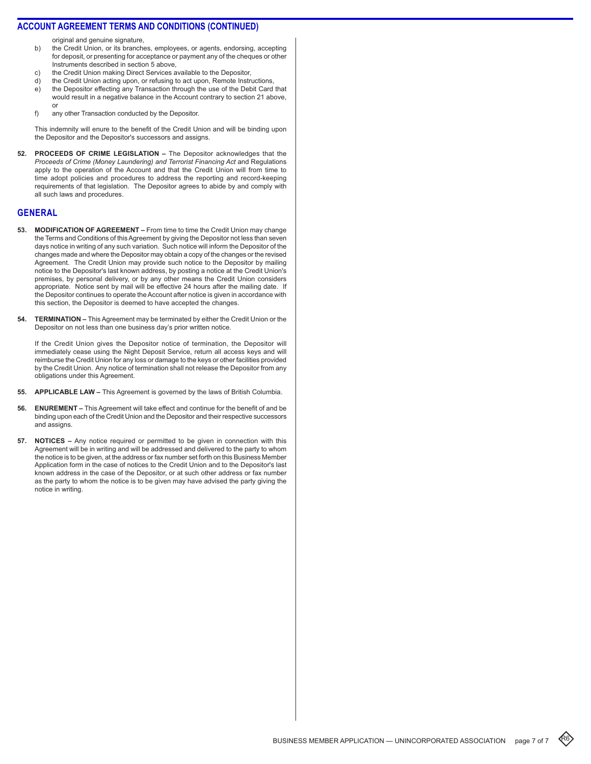## ACCOUNT AGREEMENT TERMS AND CONDITIONS (CONTINUED)

original and genuine signature,

b) the Credit Union, or its branches, employees, or agents, endorsing, accepting for deposit, or presenting for acceptance or payment any of the cheques or other Instruments described in section 5 above,

c) the Credit Union making Direct Services available to the Depositor,

d) the Credit Union acting upon, or refusing to act upon, Remote Instructions,

e) the Depositor effecting any Transaction through the use of the Debit Card that would result in a negative balance in the Account contrary to section 21 above, or

f) any other Transaction conducted by the Depositor.

This indemnity will enure to the benefit of the Credit Union and will be binding upon the Depositor and the Depositor's successors and assigns.

**52. PROCEEDS OF CRIME LEGISLATION –** The Depositor acknowledges that the *Proceeds of Crime (Money Laundering) and Terrorist Financing Act* and Regulations apply to the operation of the Account and that the Credit Union will from time to time adopt policies and procedures to address the reporting and record-keeping requirements of that legislation. The Depositor agrees to abide by and comply with all such laws and procedures.

## GENERAL

**53. MODIFICATION OF AGREEMENT –** From time to time the Credit Union may change the Terms and Conditions of this Agreement by giving the Depositor not less than seven days notice in writing of any such variation. Such notice will inform the Depositor of the changes made and where the Depositor may obtain a copy of the changes or the revised Agreement. The Credit Union may provide such notice to the Depositor by mailing notice to the Depositor's last known address, by posting a notice at the Credit Union's premises, by personal delivery, or by any other means the Credit Union considers appropriate. Notice sent by mail will be effective 24 hours after the mailing date. If the Depositor continues to operate the Account after notice is given in accordance with this section, the Depositor is deemed to have accepted the changes.

**54. TERMINATION –** This Agreement may be terminated by either the Credit Union or the Depositor on not less than one business day's prior written notice.

If the Credit Union gives the Depositor notice of termination, the Depositor will immediately cease using the Night Deposit Service, return all access keys and will reimburse the Credit Union for any loss or damage to the keys or other facilities provided by the Credit Union. Any notice of termination shall not release the Depositor from any obligations under this Agreement.

**55. APPLICABLE LAW –** This Agreement is governed by the laws of British Columbia.

**56. ENUREMENT –** This Agreement will take effect and continue for the benefit of and be binding upon each of the Credit Union and the Depositor and their respective successors and assigns.

**57. NOTICES –** Any notice required or permitted to be given in connection with this Agreement will be in writing and will be addressed and delivered to the party to whom the notice is to be given, at the address or fax number set forth on this Business Member Application form in the case of notices to the Credit Union and to the Depositor's last known address in the case of the Depositor, or at such other address or fax number as the party to whom the notice is to be given may have advised the party giving the notice in writing.